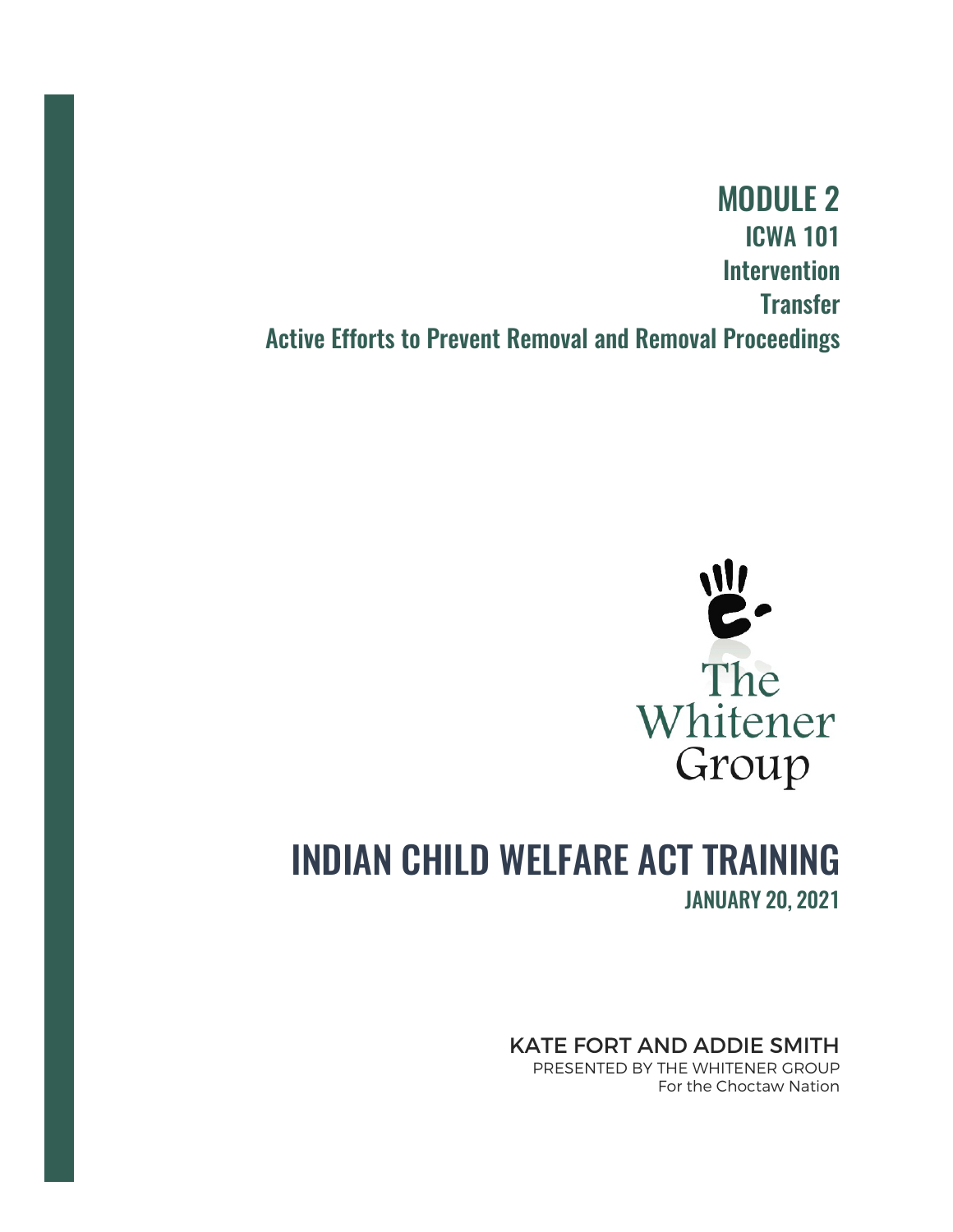# MODULE 2

## ICWA 101

## Intervention

## Transfer

## Active Efforts to Prevent Removal and Removal Proceedings

The Whitener Group

# INDIAN CHILD WELFARE ACT TRAINING

## JANUARY 20, 2021

KATE FORT AND ADDIE SMITH

PRESENTED BY THE WHITENER GROUP

For the Choctaw Nation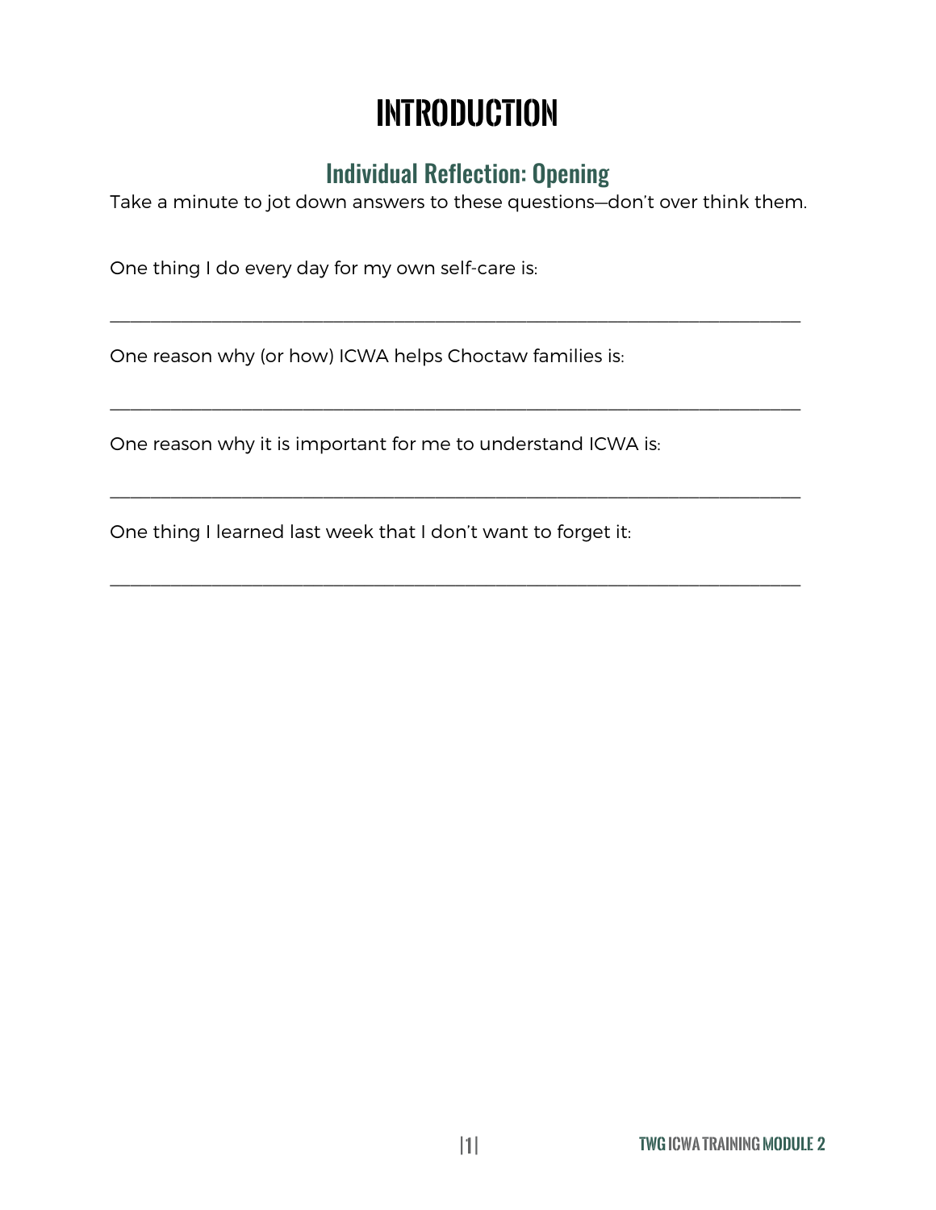# INTRODUCTION

## Individual Reflection: Opening

Take a minute to jot down answers to these questions—don't over think them.

One thing I do every day for my own self-care is:

_______________________________________________________________________________

One reason why (or how) ICWA helps Choctaw families is:

_______________________________________________________________________________

One reason why it is important for me to understand ICWA is:

_______________________________________________________________________________

One thing I learned last week that I don't want to forget it:

_______________________________________________________________________________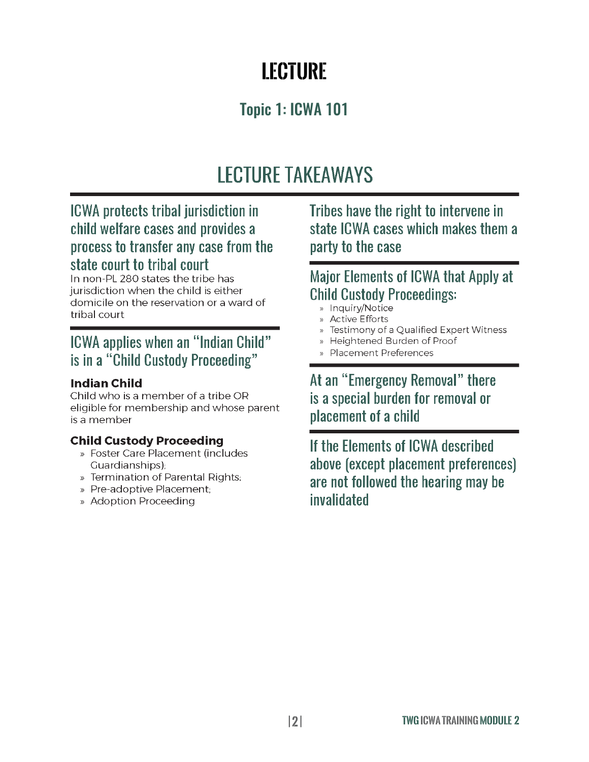# LECTURE

## Topic 1: ICWA 101

# LECTURE TAKEAWAYS

### ICWA protects tribal jurisdiction in child welfare cases and provides a process to transfer any case from the state court to tribal court

In non-PL 280 states the tribe has jurisdiction when the child is either domicile on the reservation or a ward of tribal court

### ICWA applies when an "Indian Child" is in a "Child Custody Proceeding"

**Indian Child**

Child who is a member of a tribe OR eligible for membership and whose parent is a member

**Child Custody Proceeding**

- Foster Care Placement (includes Guardianships);
- Termination of Parental Rights;
- Pre-adoptive Placement;
- Adoption Proceeding

### Tribes have the right to intervene in state ICWA cases which makes them a party to the case

### Major Elements of ICWA that Apply at Child Custody Proceedings:

- Inquiry/Notice
- Active Efforts
- Testimony of a Qualified Expert Witness
- Heightened Burden of Proof
- Placement Preferences

### At an "Emergency Removal" there is a special burden for removal or placement of a child

### If the Elements of ICWA described above (except placement preferences) are not followed the hearing may be invalidated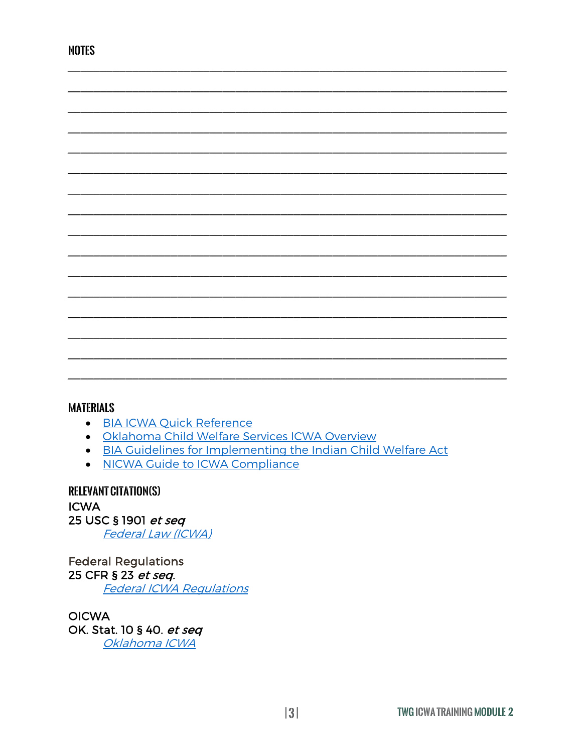## NOTES

____________________________________________________________________________

____________________________________________________________________________

____________________________________________________________________________

____________________________________________________________________________

____________________________________________________________________________

____________________________________________________________________________

____________________________________________________________________________

____________________________________________________________________________

____________________________________________________________________________

____________________________________________________________________________

____________________________________________________________________________

____________________________________________________________________________

____________________________________________________________________________

____________________________________________________________________________

____________________________________________________________________________

____________________________________________________________________________

## MATERIALS

- BIA ICWA Quick Reference
- Oklahoma Child Welfare Services ICWA Overview
- BIA Guidelines for Implementing the Indian Child Welfare Act
- NICWA Guide to ICWA Compliance

## RELEVANT CITATION(S)

ICWA
25 USC § 1901 *et seq*
    *Federal Law (ICWA)*

Federal Regulations
25 CFR § 23 *et seq.*
    *Federal ICWA Regulations*

OICWA
OK. Stat. 10 § 40. *et seq*
    *Oklahoma ICWA*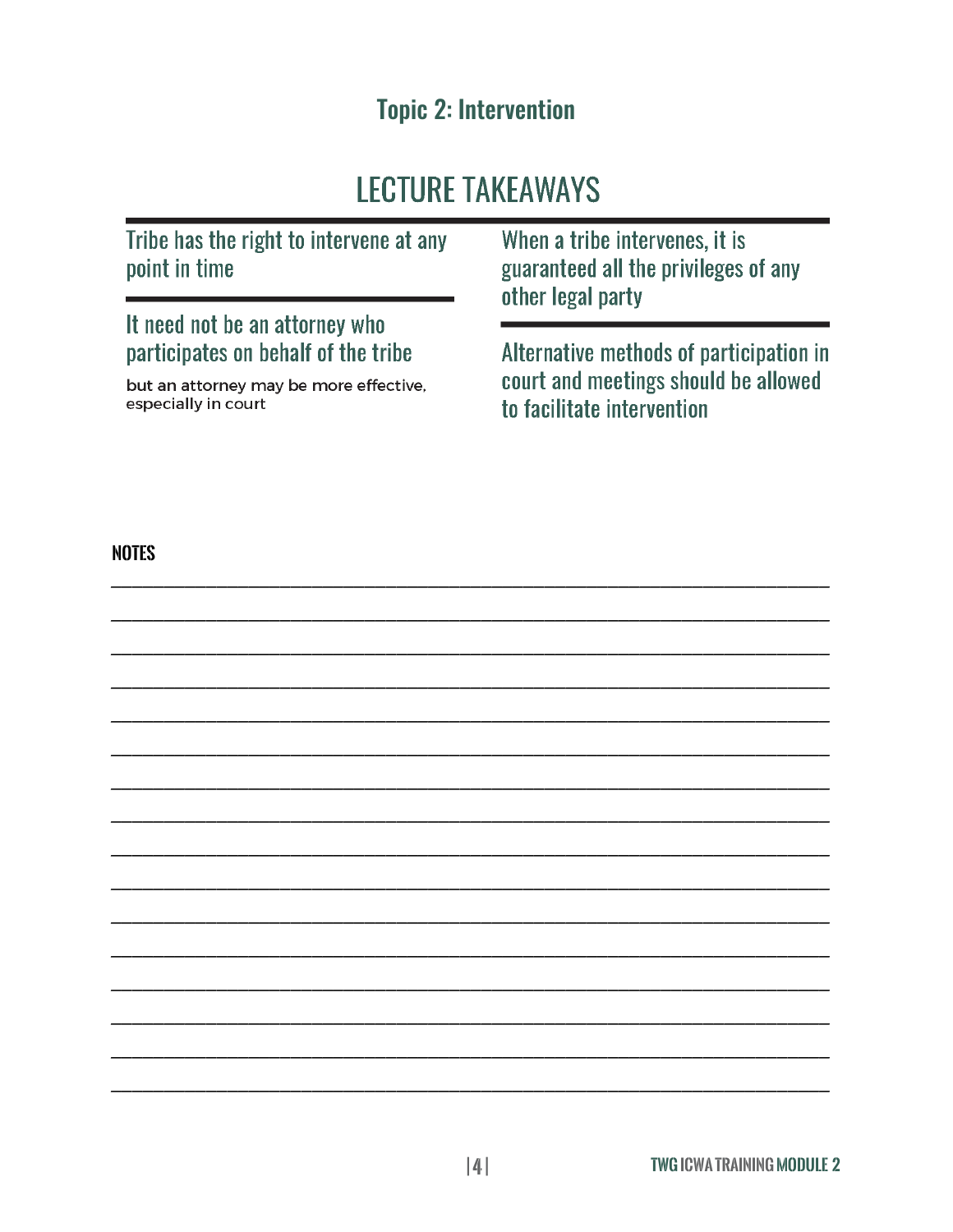## Topic 2: Intervention

# LECTURE TAKEAWAYS

Tribe has the right to intervene at any point in time

It need not be an attorney who participates on behalf of the tribe

but an attorney may be more effective, especially in court

When a tribe intervenes, it is guaranteed all the privileges of any other legal party

Alternative methods of participation in court and meetings should be allowed to facilitate intervention

**NOTES**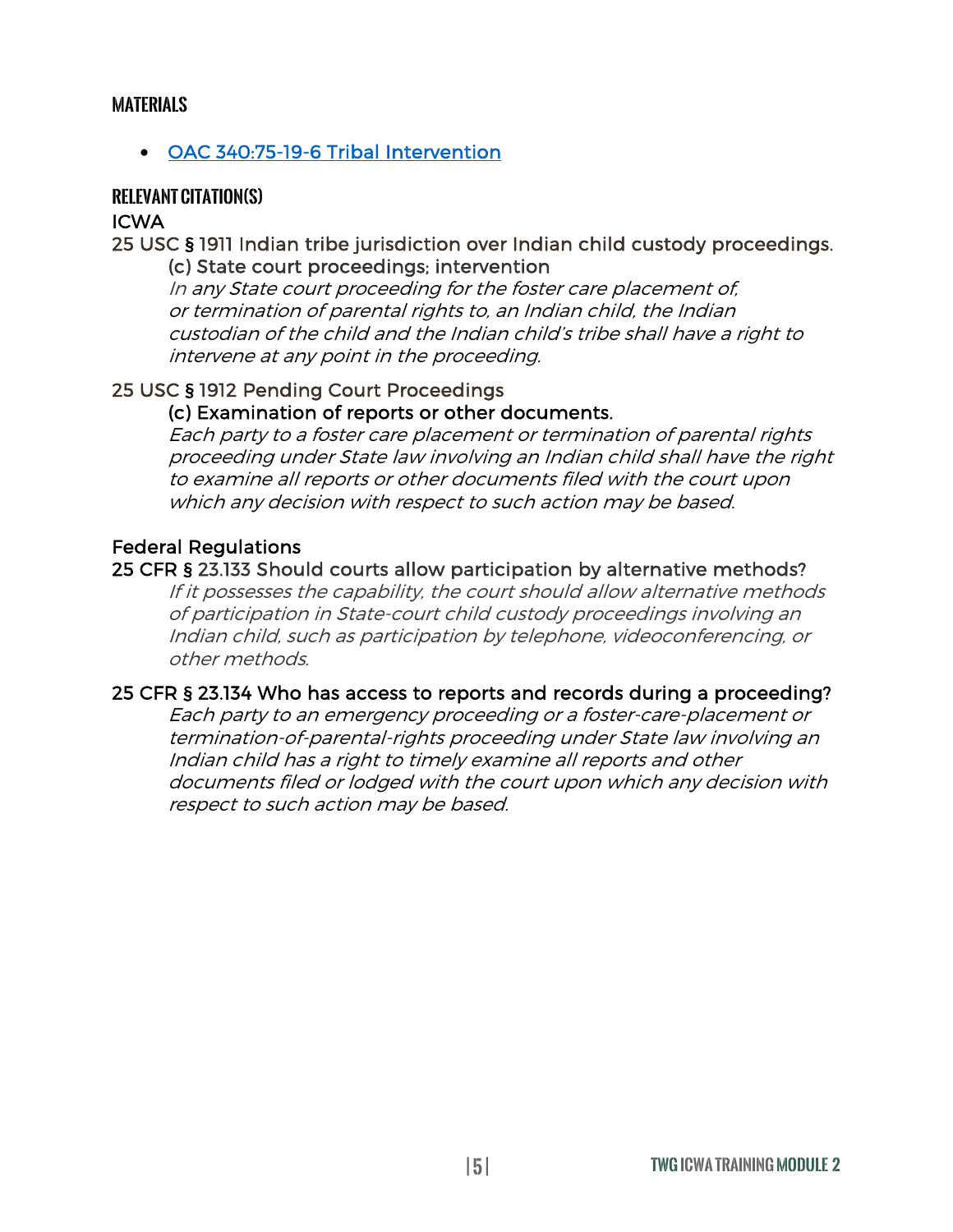## MATERIALS

- [OAC 340:75-19-6 Tribal Intervention]()

## RELEVANT CITATION(S)

ICWA

25 USC § 1911 Indian tribe jurisdiction over Indian child custody proceedings.

(c) State court proceedings; intervention

*In any State court proceeding for the foster care placement of, or termination of parental rights to, an Indian child, the Indian custodian of the child and the Indian child's tribe shall have a right to intervene at any point in the proceeding.*

25 USC § 1912 Pending Court Proceedings

(c) Examination of reports or other documents.

*Each party to a foster care placement or termination of parental rights proceeding under State law involving an Indian child shall have the right to examine all reports or other documents filed with the court upon which any decision with respect to such action may be based.*

Federal Regulations

25 CFR § 23.133 Should courts allow participation by alternative methods?

*If it possesses the capability, the court should allow alternative methods of participation in State-court child custody proceedings involving an Indian child, such as participation by telephone, videoconferencing, or other methods.*

25 CFR § 23.134 Who has access to reports and records during a proceeding?

*Each party to an emergency proceeding or a foster-care-placement or termination-of-parental-rights proceeding under State law involving an Indian child has a right to timely examine all reports and other documents filed or lodged with the court upon which any decision with respect to such action may be based.*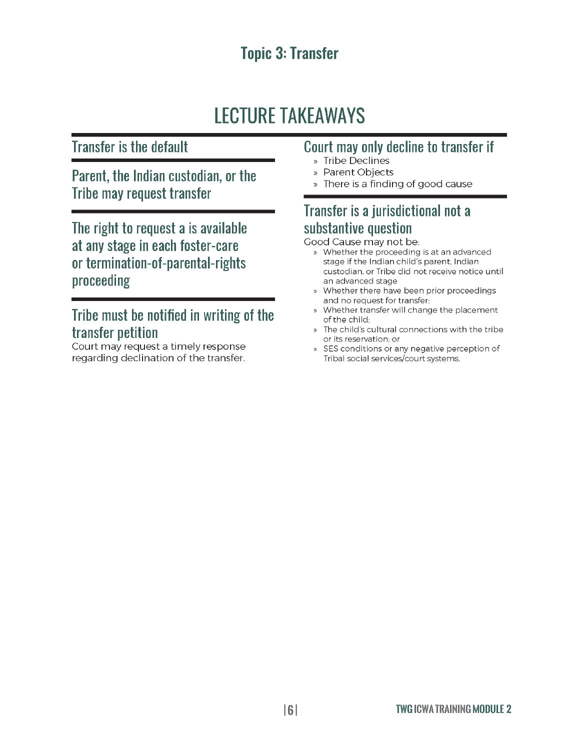## Topic 3: Transfer

# LECTURE TAKEAWAYS

### Transfer is the default

### Parent, the Indian custodian, or the Tribe may request transfer

### The right to request a is available at any stage in each foster-care or termination-of-parental-rights proceeding

### Tribe must be notified in writing of the transfer petition

Court may request a timely response regarding declination of the transfer.

### Court may only decline to transfer if

- Tribe Declines
- Parent Objects
- There is a finding of good cause

### Transfer is a jurisdictional not a substantive question

Good Cause may not be:

- Whether the proceeding is at an advanced stage if the Indian child's parent, Indian custodian, or Tribe did not receive notice until an advanced stage
- Whether there have been prior proceedings and no request for transfer;
- Whether transfer will change the placement of the child;
- The child's cultural connections with the tribe or its reservation; or
- SES conditions or any negative perception of Tribal social services/court systems.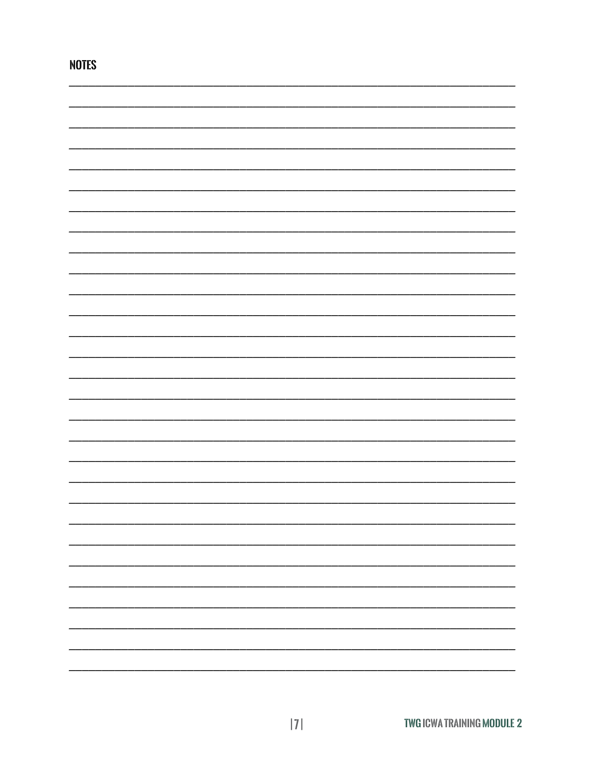## NOTES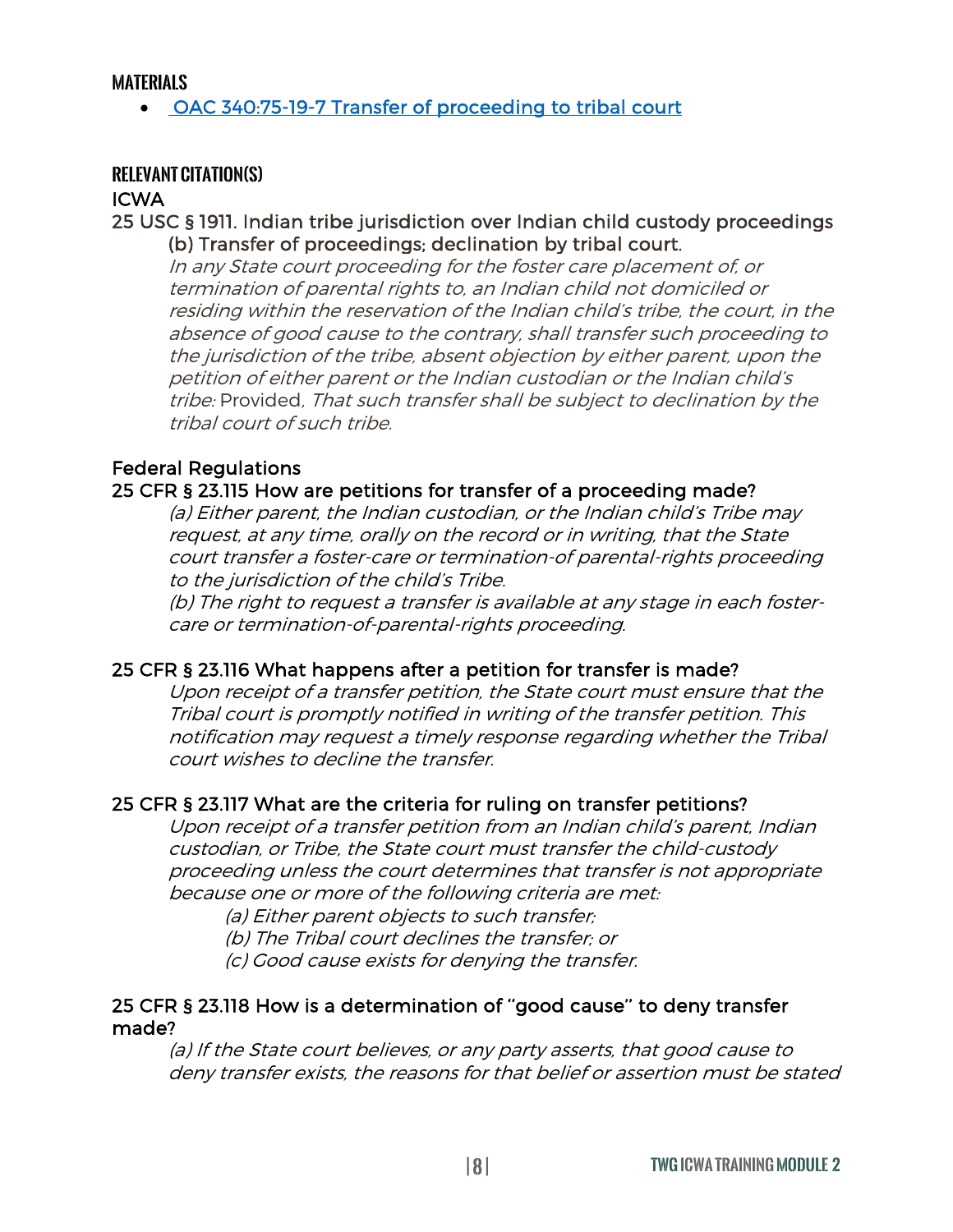## MATERIALS

- [OAC 340:75-19-7 Transfer of proceeding to tribal court]

## RELEVANT CITATION(S)

### ICWA

**25 USC § 1911. Indian tribe jurisdiction over Indian child custody proceedings**

**(b) Transfer of proceedings; declination by tribal court.**

*In any State court proceeding for the foster care placement of, or termination of parental rights to, an Indian child not domiciled or residing within the reservation of the Indian child's tribe, the court, in the absence of good cause to the contrary, shall transfer such proceeding to the jurisdiction of the tribe, absent objection by either parent, upon the petition of either parent or the Indian custodian or the Indian child's tribe:* Provided, *That such transfer shall be subject to declination by the tribal court of such tribe.*

### Federal Regulations

**25 CFR § 23.115 How are petitions for transfer of a proceeding made?**

*(a) Either parent, the Indian custodian, or the Indian child's Tribe may request, at any time, orally on the record or in writing, that the State court transfer a foster-care or termination-of parental-rights proceeding to the jurisdiction of the child's Tribe.*

*(b) The right to request a transfer is available at any stage in each foster-care or termination-of-parental-rights proceeding.*

**25 CFR § 23.116 What happens after a petition for transfer is made?**

*Upon receipt of a transfer petition, the State court must ensure that the Tribal court is promptly notified in writing of the transfer petition. This notification may request a timely response regarding whether the Tribal court wishes to decline the transfer.*

**25 CFR § 23.117 What are the criteria for ruling on transfer petitions?**

*Upon receipt of a transfer petition from an Indian child's parent, Indian custodian, or Tribe, the State court must transfer the child-custody proceeding unless the court determines that transfer is not appropriate because one or more of the following criteria are met:*

*(a) Either parent objects to such transfer;*

*(b) The Tribal court declines the transfer; or*

*(c) Good cause exists for denying the transfer.*

**25 CFR § 23.118 How is a determination of "good cause" to deny transfer made?**

*(a) If the State court believes, or any party asserts, that good cause to deny transfer exists, the reasons for that belief or assertion must be stated*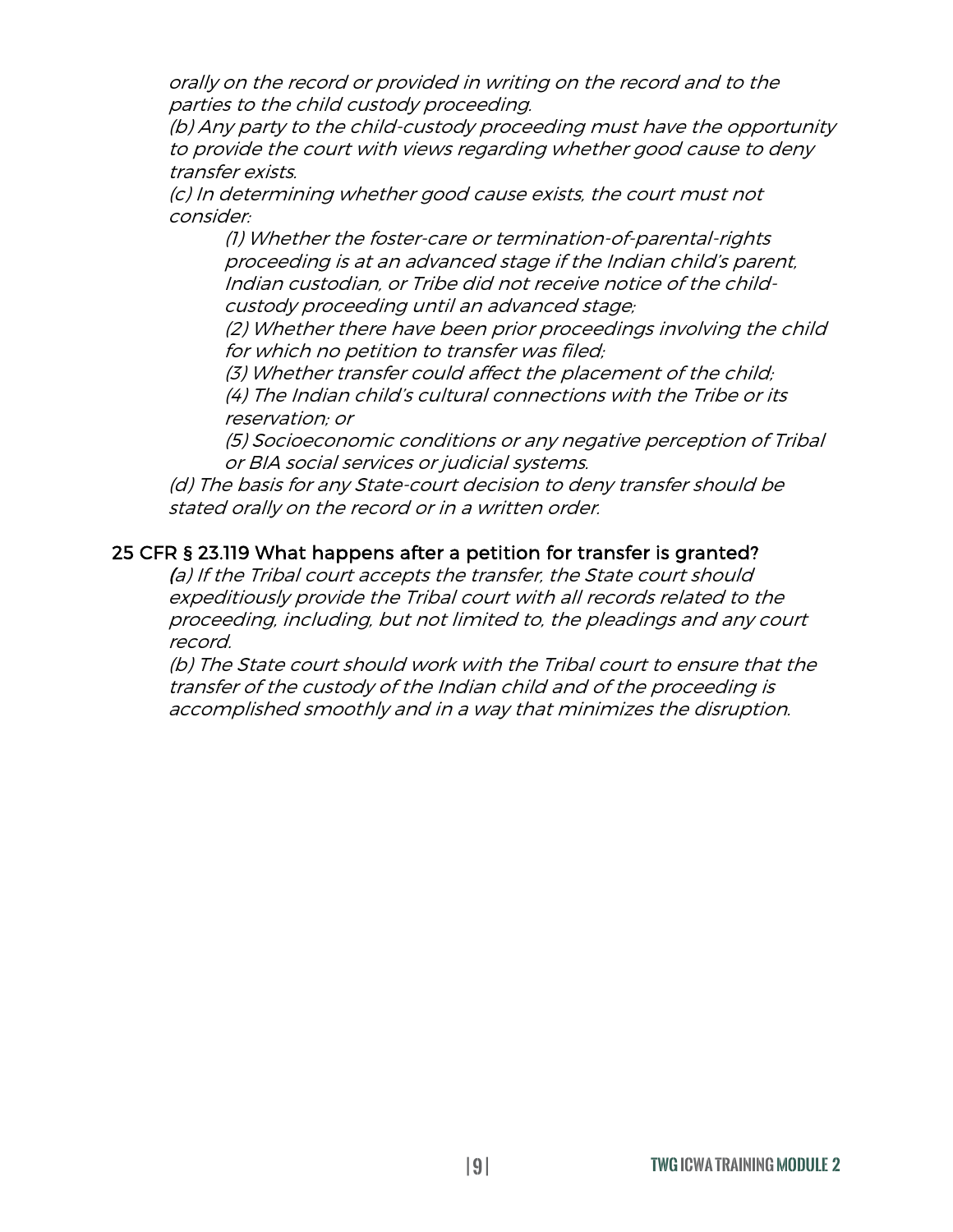*orally on the record or provided in writing on the record and to the parties to the child custody proceeding.*

*(b) Any party to the child-custody proceeding must have the opportunity to provide the court with views regarding whether good cause to deny transfer exists.*

*(c) In determining whether good cause exists, the court must not consider:*

> *(1) Whether the foster-care or termination-of-parental-rights proceeding is at an advanced stage if the Indian child's parent, Indian custodian, or Tribe did not receive notice of the child-custody proceeding until an advanced stage;*
>
> *(2) Whether there have been prior proceedings involving the child for which no petition to transfer was filed;*
>
> *(3) Whether transfer could affect the placement of the child;*
>
> *(4) The Indian child's cultural connections with the Tribe or its reservation; or*
>
> *(5) Socioeconomic conditions or any negative perception of Tribal or BIA social services or judicial systems.*

*(d) The basis for any State-court decision to deny transfer should be stated orally on the record or in a written order.*

## 25 CFR § 23.119 What happens after a petition for transfer is granted?

*(a) If the Tribal court accepts the transfer, the State court should expeditiously provide the Tribal court with all records related to the proceeding, including, but not limited to, the pleadings and any court record.*

*(b) The State court should work with the Tribal court to ensure that the transfer of the custody of the Indian child and of the proceeding is accomplished smoothly and in a way that minimizes the disruption.*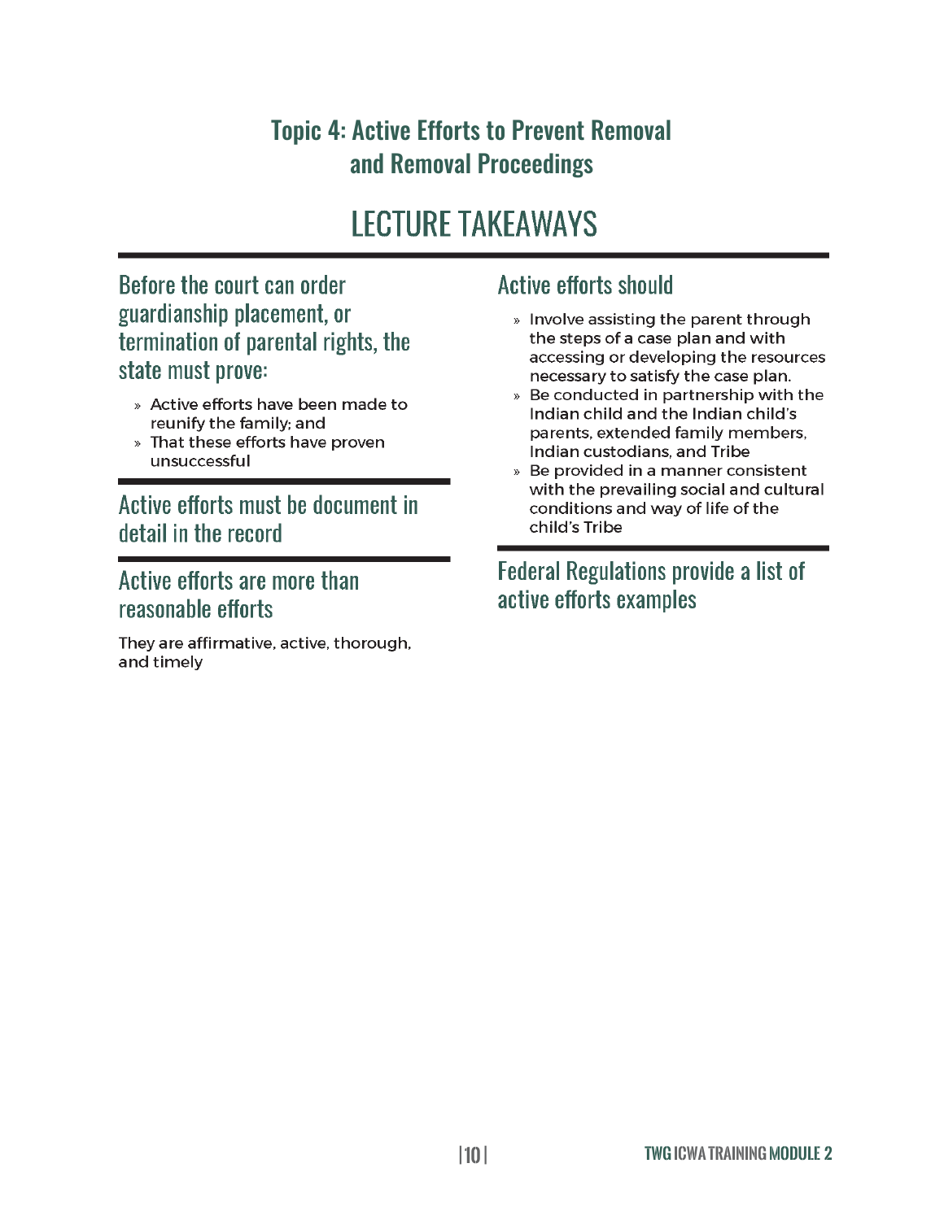# Topic 4: Active Efforts to Prevent Removal and Removal Proceedings

## LECTURE TAKEAWAYS

### Before the court can order guardianship placement, or termination of parental rights, the state must prove:

- Active efforts have been made to reunify the family; and
- That these efforts have proven unsuccessful

### Active efforts must be document in detail in the record

### Active efforts are more than reasonable efforts

They are affirmative, active, thorough, and timely

### Active efforts should

- Involve assisting the parent through the steps of a case plan and with accessing or developing the resources necessary to satisfy the case plan.
- Be conducted in partnership with the Indian child and the Indian child's parents, extended family members, Indian custodians, and Tribe
- Be provided in a manner consistent with the prevailing social and cultural conditions and way of life of the child's Tribe

### Federal Regulations provide a list of active efforts examples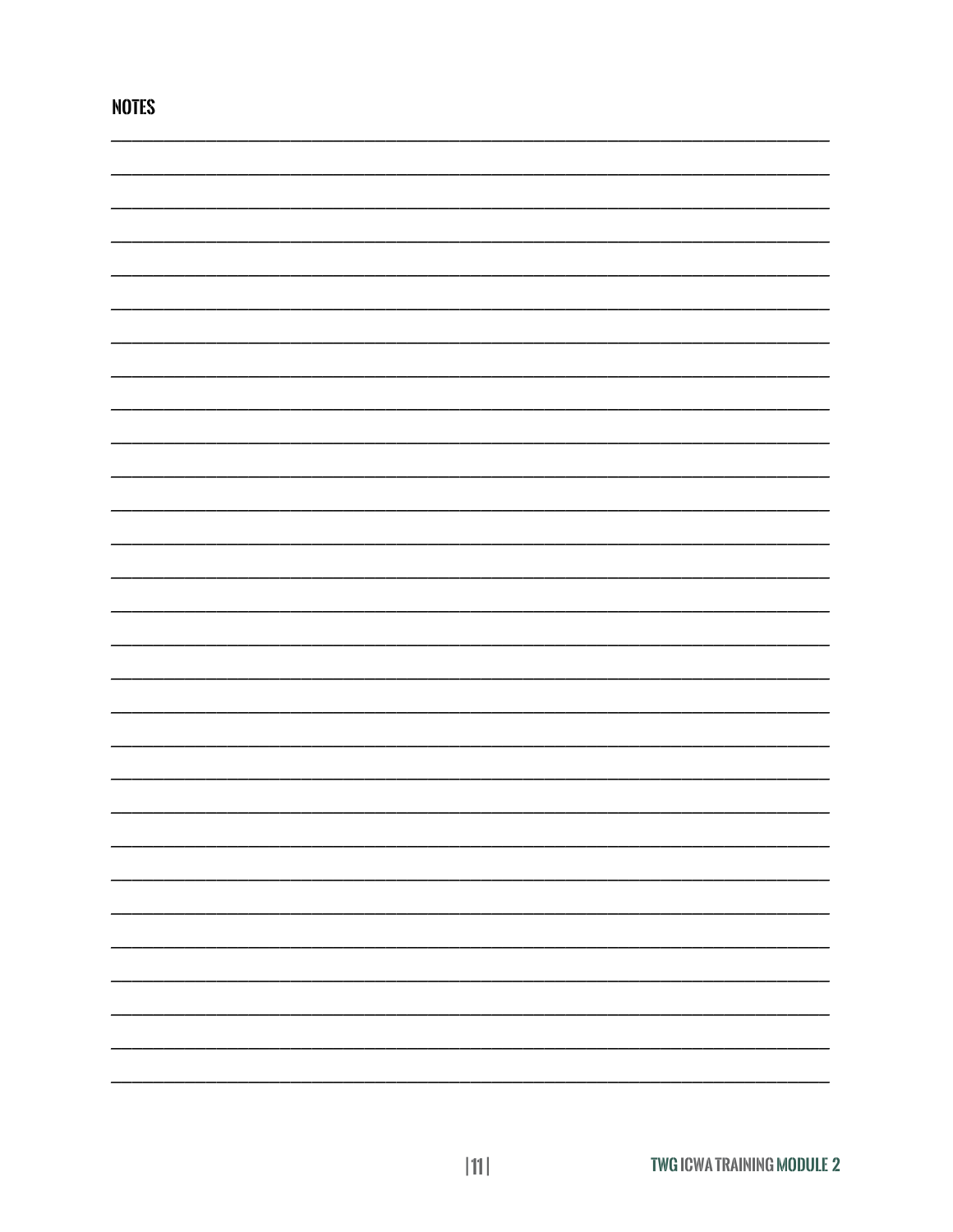NOTES

______________________________________________________________________________

______________________________________________________________________________

______________________________________________________________________________

______________________________________________________________________________

______________________________________________________________________________

______________________________________________________________________________

______________________________________________________________________________

______________________________________________________________________________

______________________________________________________________________________

______________________________________________________________________________

______________________________________________________________________________

______________________________________________________________________________

______________________________________________________________________________

______________________________________________________________________________

______________________________________________________________________________

______________________________________________________________________________

______________________________________________________________________________

______________________________________________________________________________

______________________________________________________________________________

______________________________________________________________________________

______________________________________________________________________________

______________________________________________________________________________

______________________________________________________________________________

______________________________________________________________________________

______________________________________________________________________________

______________________________________________________________________________

______________________________________________________________________________

______________________________________________________________________________

______________________________________________________________________________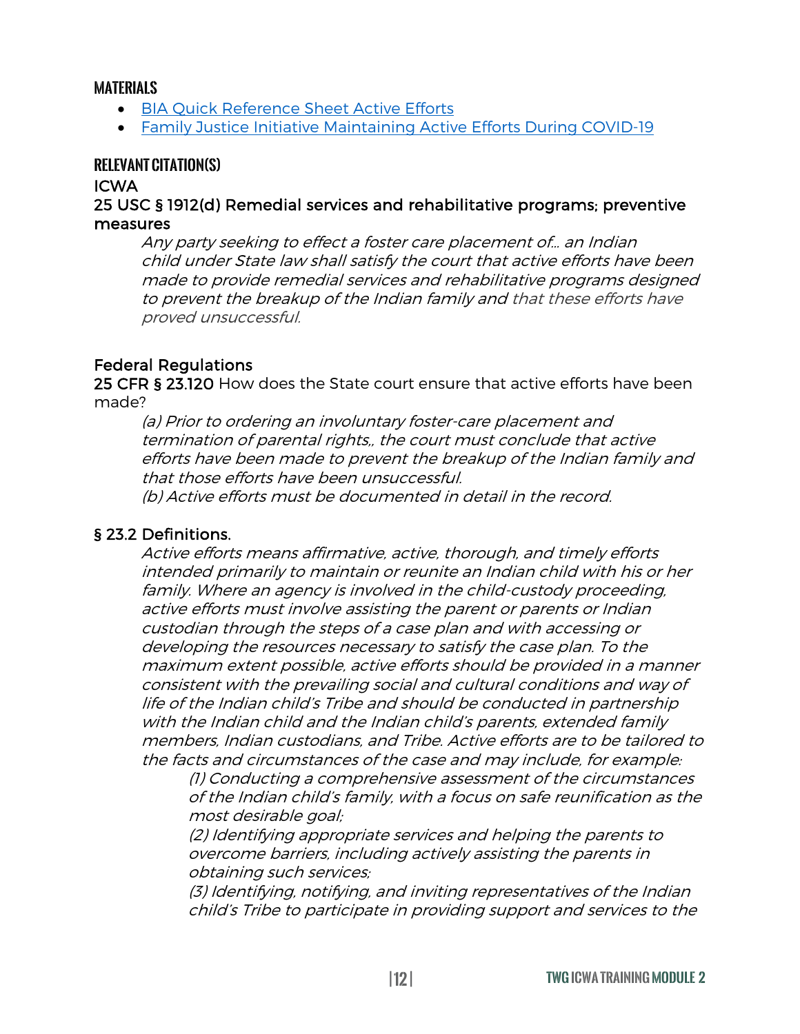## MATERIALS

- [BIA Quick Reference Sheet Active Efforts]()
- [Family Justice Initiative Maintaining Active Efforts During COVID-19]()

## RELEVANT CITATION(S)

ICWA

25 USC § 1912(d) Remedial services and rehabilitative programs; preventive measures

> *Any party seeking to effect a foster care placement of… an Indian child under State law shall satisfy the court that active efforts have been made to provide remedial services and rehabilitative programs designed to prevent the breakup of the Indian family and that these efforts have proved unsuccessful.*

Federal Regulations

25 CFR § 23.120 How does the State court ensure that active efforts have been made?

> *(a) Prior to ordering an involuntary foster-care placement and termination of parental rights,, the court must conclude that active efforts have been made to prevent the breakup of the Indian family and that those efforts have been unsuccessful.*
>
> *(b) Active efforts must be documented in detail in the record.*

§ 23.2 Definitions.

> *Active efforts means affirmative, active, thorough, and timely efforts intended primarily to maintain or reunite an Indian child with his or her family. Where an agency is involved in the child-custody proceeding, active efforts must involve assisting the parent or parents or Indian custodian through the steps of a case plan and with accessing or developing the resources necessary to satisfy the case plan. To the maximum extent possible, active efforts should be provided in a manner consistent with the prevailing social and cultural conditions and way of life of the Indian child's Tribe and should be conducted in partnership with the Indian child and the Indian child's parents, extended family members, Indian custodians, and Tribe. Active efforts are to be tailored to the facts and circumstances of the case and may include, for example:*
>
> > *(1) Conducting a comprehensive assessment of the circumstances of the Indian child's family, with a focus on safe reunification as the most desirable goal;*
> >
> > *(2) Identifying appropriate services and helping the parents to overcome barriers, including actively assisting the parents in obtaining such services;*
> >
> > *(3) Identifying, notifying, and inviting representatives of the Indian child's Tribe to participate in providing support and services to the*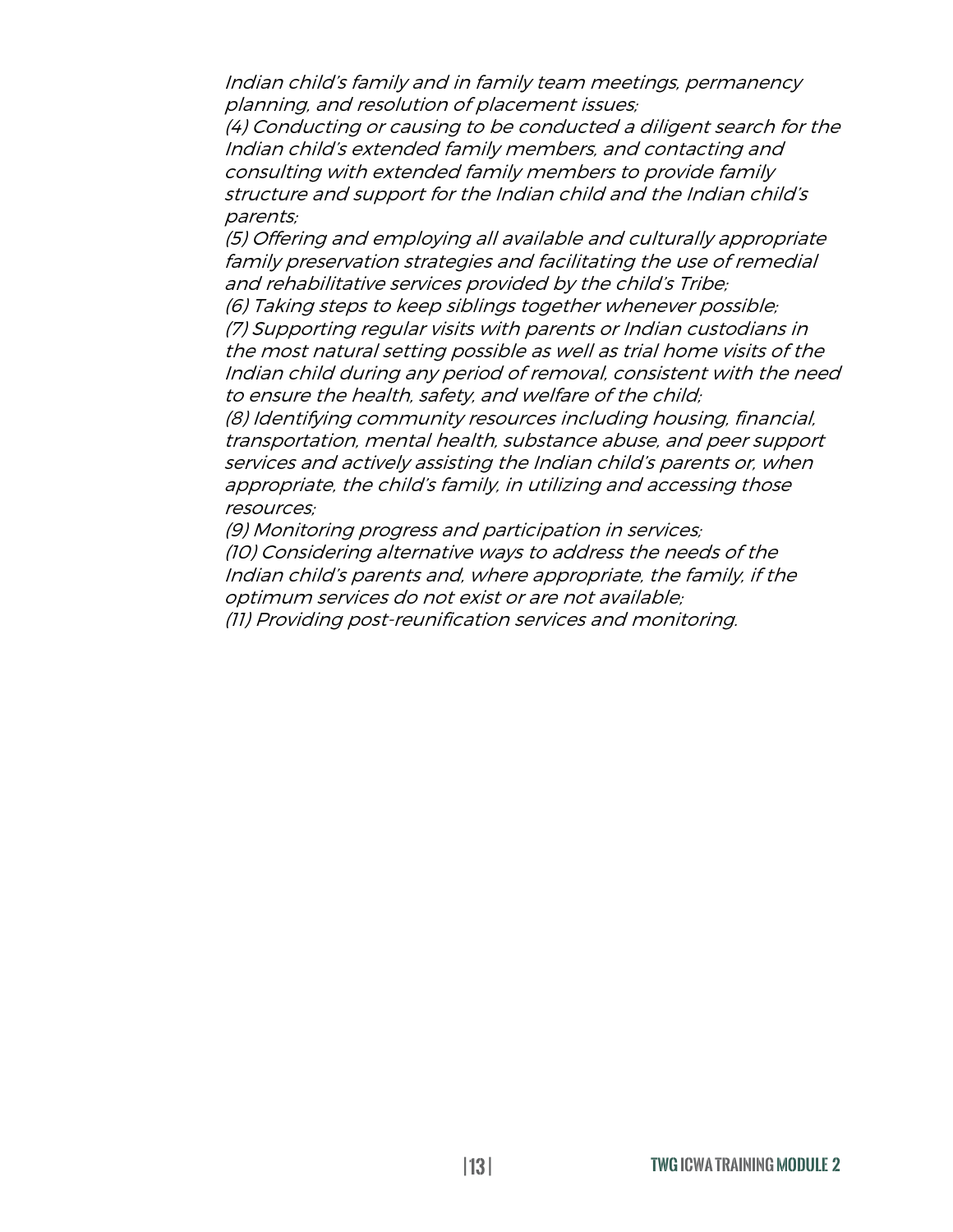*Indian child's family and in family team meetings, permanency planning, and resolution of placement issues;*

*(4) Conducting or causing to be conducted a diligent search for the Indian child's extended family members, and contacting and consulting with extended family members to provide family structure and support for the Indian child and the Indian child's parents;*

*(5) Offering and employing all available and culturally appropriate family preservation strategies and facilitating the use of remedial and rehabilitative services provided by the child's Tribe;*

*(6) Taking steps to keep siblings together whenever possible;*

*(7) Supporting regular visits with parents or Indian custodians in the most natural setting possible as well as trial home visits of the Indian child during any period of removal, consistent with the need to ensure the health, safety, and welfare of the child;*

*(8) Identifying community resources including housing, financial, transportation, mental health, substance abuse, and peer support services and actively assisting the Indian child's parents or, when appropriate, the child's family, in utilizing and accessing those resources;*

*(9) Monitoring progress and participation in services;*

*(10) Considering alternative ways to address the needs of the Indian child's parents and, where appropriate, the family, if the optimum services do not exist or are not available;*

*(11) Providing post-reunification services and monitoring.*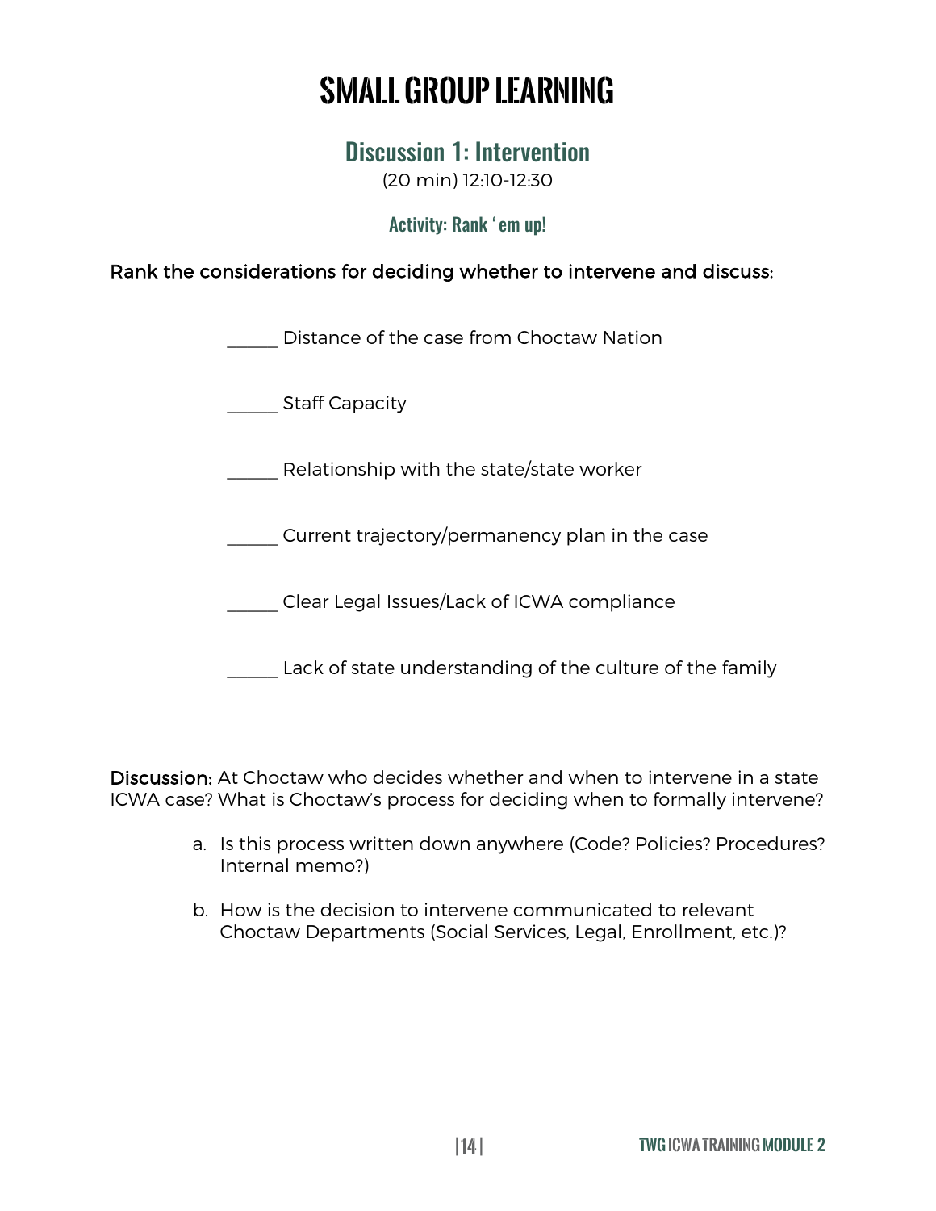# SMALL GROUP LEARNING

## Discussion 1: Intervention

(20 min) 12:10-12:30

### Activity: Rank ‘em up!

Rank the considerations for deciding whether to intervene and discuss:

_____ Distance of the case from Choctaw Nation

_____ Staff Capacity

_____ Relationship with the state/state worker

_____ Current trajectory/permanency plan in the case

_____ Clear Legal Issues/Lack of ICWA compliance

_____ Lack of state understanding of the culture of the family

Discussion: At Choctaw who decides whether and when to intervene in a state ICWA case? What is Choctaw’s process for deciding when to formally intervene?

a. Is this process written down anywhere (Code? Policies? Procedures? Internal memo?)

b. How is the decision to intervene communicated to relevant Choctaw Departments (Social Services, Legal, Enrollment, etc.)?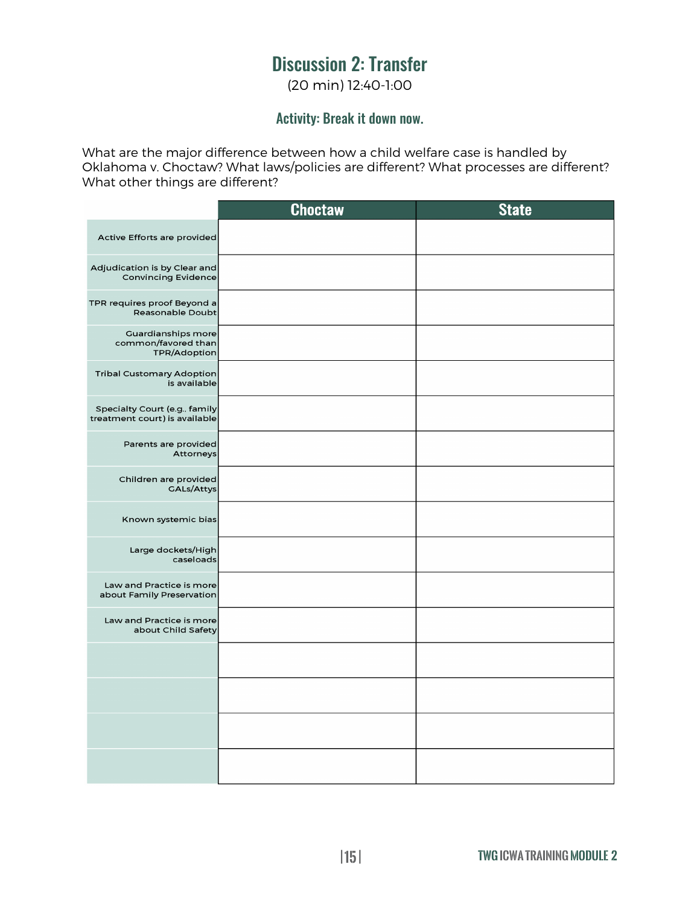# Discussion 2: Transfer

(20 min) 12:40-1:00

### Activity: Break it down now.

What are the major difference between how a child welfare case is handled by Oklahoma v. Choctaw? What laws/policies are different? What processes are different? What other things are different?

| | Choctaw | State |
|---|---|---|
| Active Efforts are provided | | |
| Adjudication is by Clear and Convincing Evidence | | |
| TPR requires proof Beyond a Reasonable Doubt | | |
| Guardianships more common/favored than TPR/Adoption | | |
| Tribal Customary Adoption is available | | |
| Specialty Court (e.g., family treatment court) is available | | |
| Parents are provided Attorneys | | |
| Children are provided GALs/Attys | | |
| Known systemic bias | | |
| Large dockets/High caseloads | | |
| Law and Practice is more about Family Preservation | | |
| Law and Practice is more about Child Safety | | |
| | | |
| | | |
| | | |
| | | |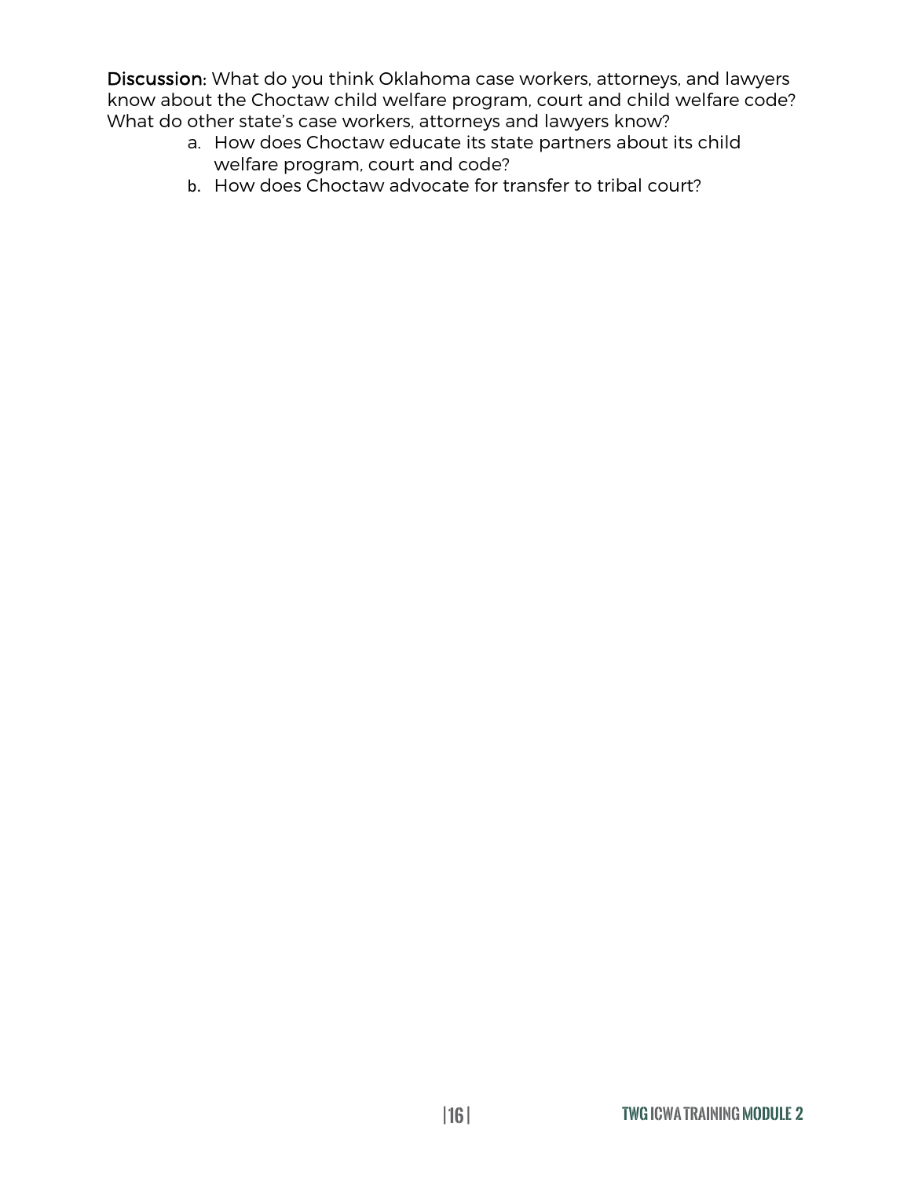**Discussion:** What do you think Oklahoma case workers, attorneys, and lawyers know about the Choctaw child welfare program, court and child welfare code? What do other state's case workers, attorneys and lawyers know?

a. How does Choctaw educate its state partners about its child welfare program, court and code?
b. How does Choctaw advocate for transfer to tribal court?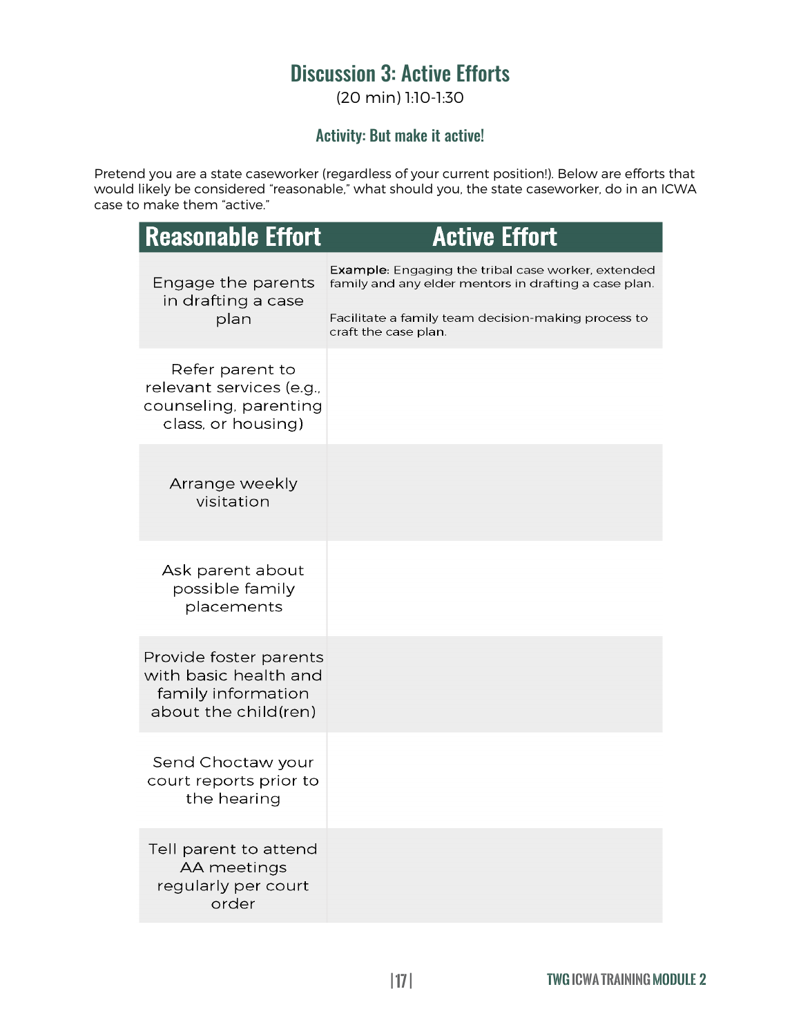## Discussion 3: Active Efforts

(20 min) 1:10-1:30

### Activity: But make it active!

Pretend you are a state caseworker (regardless of your current position!). Below are efforts that would likely be considered "reasonable," what should you, the state caseworker, do in an ICWA case to make them "active."

| Reasonable Effort | Active Effort |
|---|---|
| Engage the parents in drafting a case plan | **Example:** Engaging the tribal case worker, extended family and any elder mentors in drafting a case plan.<br><br>Facilitate a family team decision-making process to craft the case plan. |
| Refer parent to relevant services (e.g., counseling, parenting class, or housing) | |
| Arrange weekly visitation | |
| Ask parent about possible family placements | |
| Provide foster parents with basic health and family information about the child(ren) | |
| Send Choctaw your court reports prior to the hearing | |
| Tell parent to attend AA meetings regularly per court order | |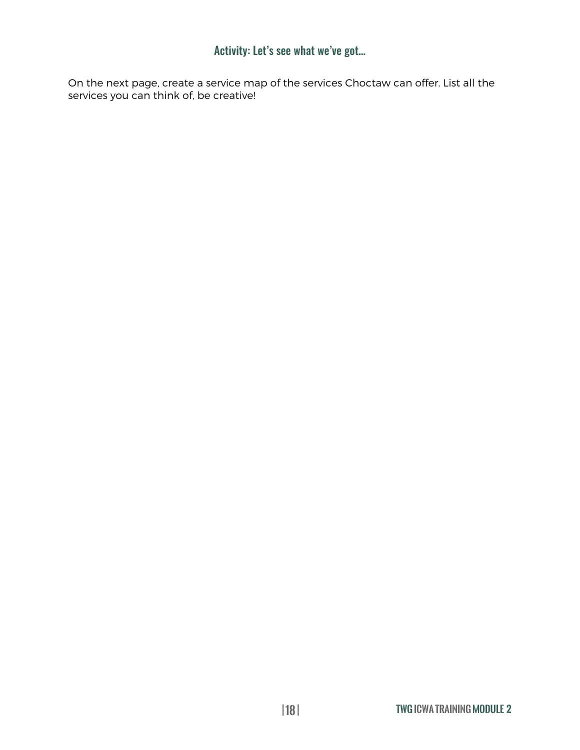## Activity: Let's see what we've got...

On the next page, create a service map of the services Choctaw can offer. List all the services you can think of, be creative!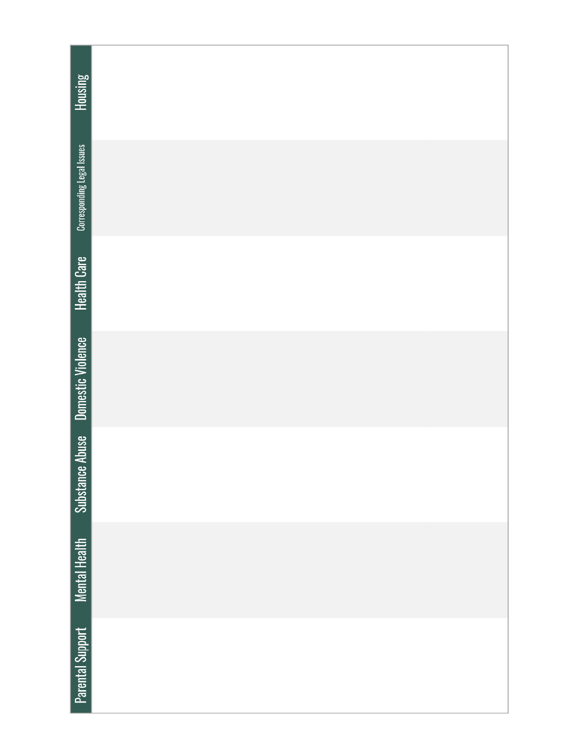| Parental Support | Mental Health | Substance Abuse | Domestic Violence | Health Care | Corresponding Legal Issues | Housing |
|---|---|---|---|---|---|---|
| | | | | | | |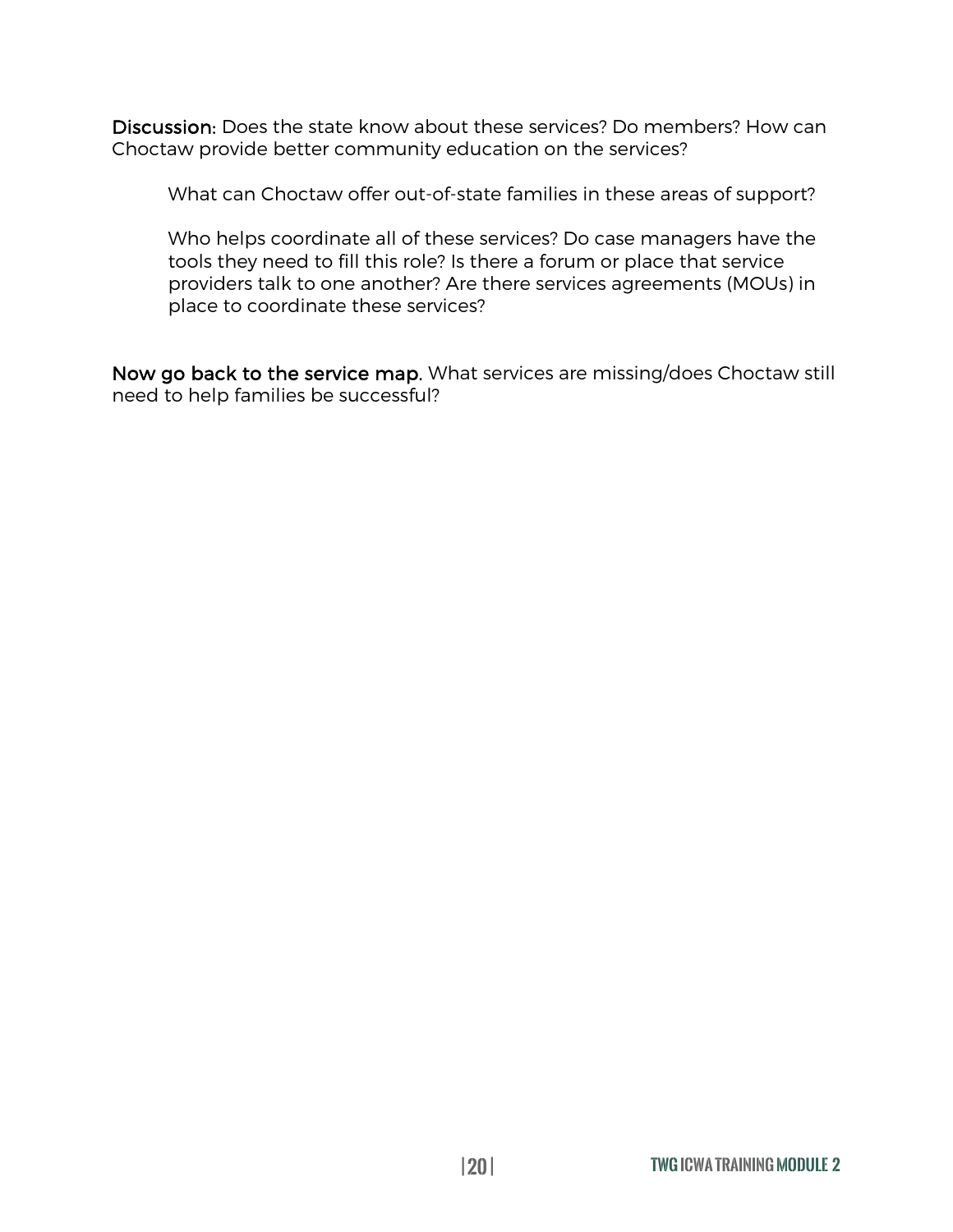**Discussion:** Does the state know about these services? Do members? How can Choctaw provide better community education on the services?

What can Choctaw offer out-of-state families in these areas of support?

Who helps coordinate all of these services? Do case managers have the tools they need to fill this role? Is there a forum or place that service providers talk to one another? Are there services agreements (MOUs) in place to coordinate these services?

**Now go back to the service map.** What services are missing/does Choctaw still need to help families be successful?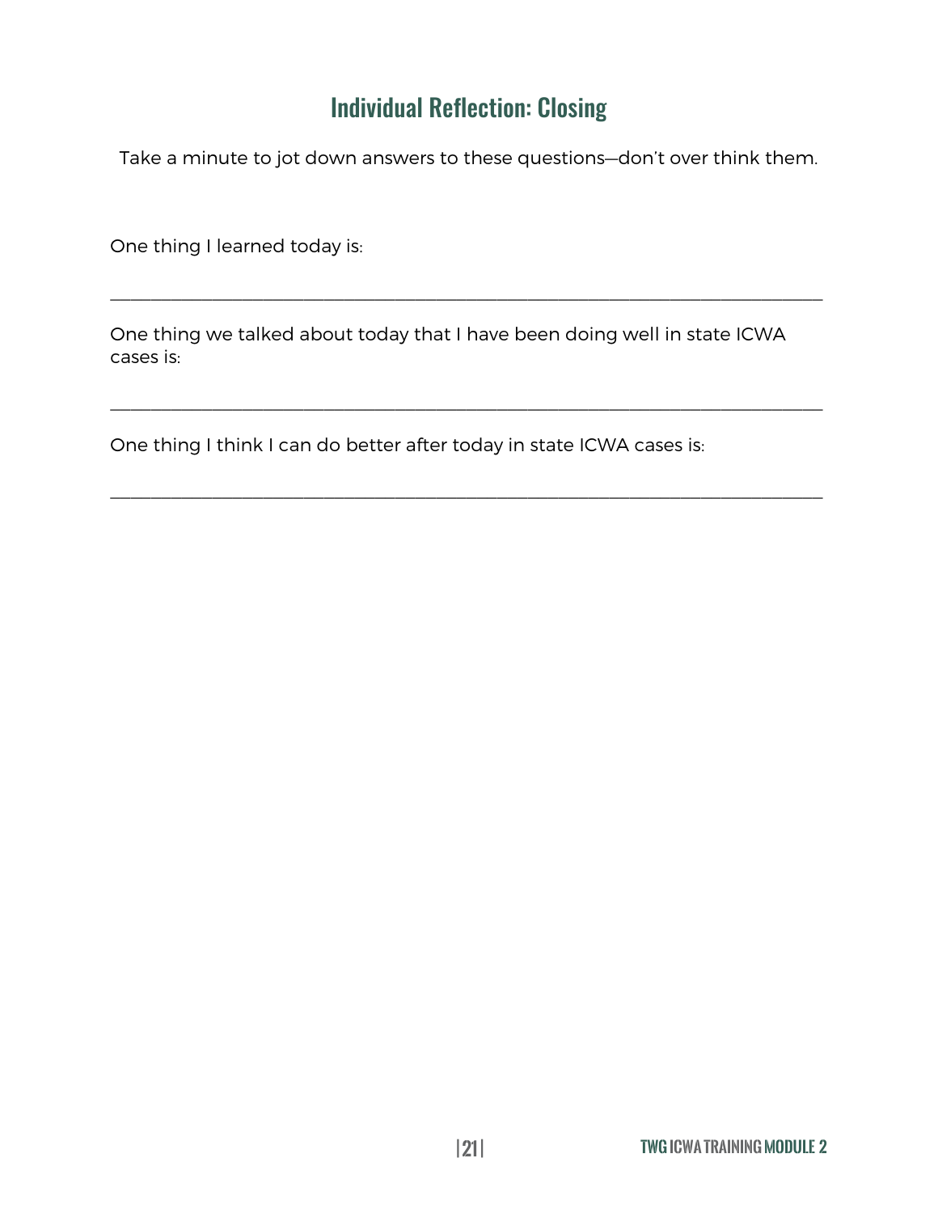## Individual Reflection: Closing

Take a minute to jot down answers to these questions—don't over think them.

One thing I learned today is:

______________________________________________________________________________

One thing we talked about today that I have been doing well in state ICWA cases is:

______________________________________________________________________________

One thing I think I can do better after today in state ICWA cases is:

______________________________________________________________________________